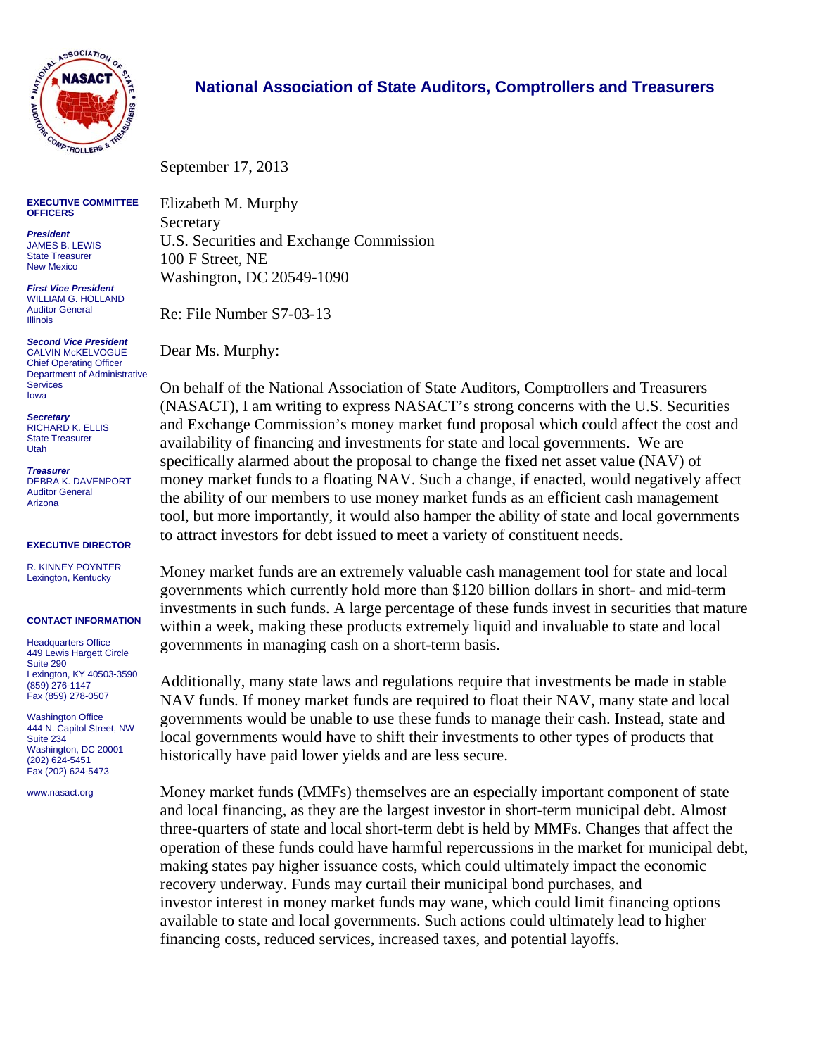# National Association of State Auditors, Comptrollers and Treasurers

**EXECUTIVE COMMITTEE OFFICERS**

***President***
JAMES B. LEWIS
State Treasurer
New Mexico

***First Vice President***
WILLIAM G. HOLLAND
Auditor General
Illinois

***Second Vice President***
CALVIN McKELVOGUE
Chief Operating Officer
Department of Administrative Services
Iowa

***Secretary***
RICHARD K. ELLIS
State Treasurer
Utah

***Treasurer***
DEBRA K. DAVENPORT
Auditor General
Arizona

**EXECUTIVE DIRECTOR**

R. KINNEY POYNTER
Lexington, Kentucky

**CONTACT INFORMATION**

Headquarters Office
449 Lewis Hargett Circle
Suite 290
Lexington, KY 40503-3590
(859) 276-1147
Fax (859) 278-0507

Washington Office
444 N. Capitol Street, NW
Suite 234
Washington, DC 20001
(202) 624-5451
Fax (202) 624-5473

www.nasact.org

---

September 17, 2013

Elizabeth M. Murphy
Secretary
U.S. Securities and Exchange Commission
100 F Street, NE
Washington, DC 20549-1090

Re: File Number S7-03-13

Dear Ms. Murphy:

On behalf of the National Association of State Auditors, Comptrollers and Treasurers (NASACT), I am writing to express NASACT's strong concerns with the U.S. Securities and Exchange Commission's money market fund proposal which could affect the cost and availability of financing and investments for state and local governments. We are specifically alarmed about the proposal to change the fixed net asset value (NAV) of money market funds to a floating NAV. Such a change, if enacted, would negatively affect the ability of our members to use money market funds as an efficient cash management tool, but more importantly, it would also hamper the ability of state and local governments to attract investors for debt issued to meet a variety of constituent needs.

Money market funds are an extremely valuable cash management tool for state and local governments which currently hold more than $120 billion dollars in short- and mid-term investments in such funds. A large percentage of these funds invest in securities that mature within a week, making these products extremely liquid and invaluable to state and local governments in managing cash on a short-term basis.

Additionally, many state laws and regulations require that investments be made in stable NAV funds. If money market funds are required to float their NAV, many state and local governments would be unable to use these funds to manage their cash. Instead, state and local governments would have to shift their investments to other types of products that historically have paid lower yields and are less secure.

Money market funds (MMFs) themselves are an especially important component of state and local financing, as they are the largest investor in short-term municipal debt. Almost three-quarters of state and local short-term debt is held by MMFs. Changes that affect the operation of these funds could have harmful repercussions in the market for municipal debt, making states pay higher issuance costs, which could ultimately impact the economic recovery underway. Funds may curtail their municipal bond purchases, and investor interest in money market funds may wane, which could limit financing options available to state and local governments. Such actions could ultimately lead to higher financing costs, reduced services, increased taxes, and potential layoffs.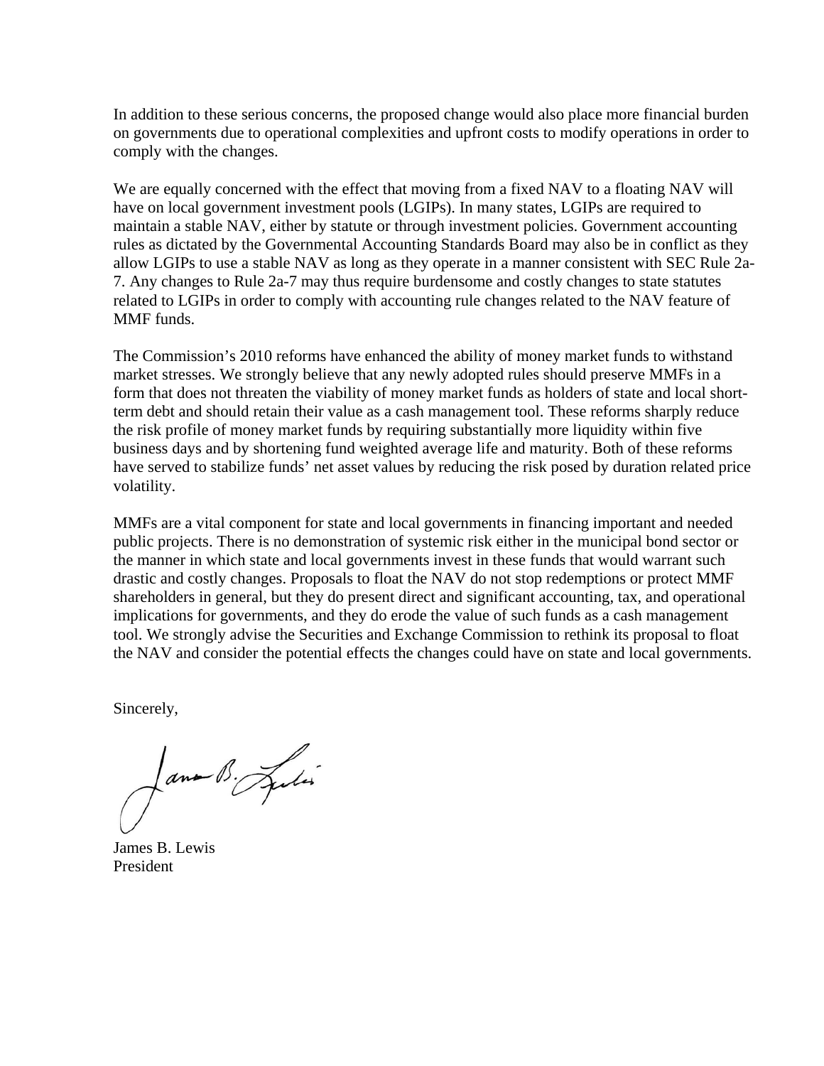In addition to these serious concerns, the proposed change would also place more financial burden on governments due to operational complexities and upfront costs to modify operations in order to comply with the changes.

We are equally concerned with the effect that moving from a fixed NAV to a floating NAV will have on local government investment pools (LGIPs). In many states, LGIPs are required to maintain a stable NAV, either by statute or through investment policies. Government accounting rules as dictated by the Governmental Accounting Standards Board may also be in conflict as they allow LGIPs to use a stable NAV as long as they operate in a manner consistent with SEC Rule 2a-7. Any changes to Rule 2a-7 may thus require burdensome and costly changes to state statutes related to LGIPs in order to comply with accounting rule changes related to the NAV feature of MMF funds.

The Commission's 2010 reforms have enhanced the ability of money market funds to withstand market stresses. We strongly believe that any newly adopted rules should preserve MMFs in a form that does not threaten the viability of money market funds as holders of state and local short-term debt and should retain their value as a cash management tool. These reforms sharply reduce the risk profile of money market funds by requiring substantially more liquidity within five business days and by shortening fund weighted average life and maturity. Both of these reforms have served to stabilize funds' net asset values by reducing the risk posed by duration related price volatility.

MMFs are a vital component for state and local governments in financing important and needed public projects. There is no demonstration of systemic risk either in the municipal bond sector or the manner in which state and local governments invest in these funds that would warrant such drastic and costly changes. Proposals to float the NAV do not stop redemptions or protect MMF shareholders in general, but they do present direct and significant accounting, tax, and operational implications for governments, and they do erode the value of such funds as a cash management tool. We strongly advise the Securities and Exchange Commission to rethink its proposal to float the NAV and consider the potential effects the changes could have on state and local governments.

Sincerely,

James B. Lewis
President